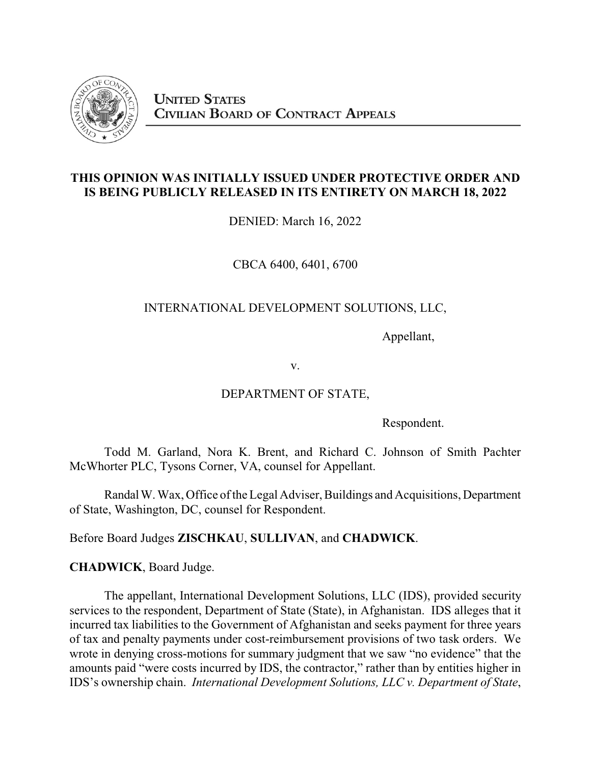**UNITED STATES**
**CIVILIAN BOARD OF CONTRACT APPEALS**

**THIS OPINION WAS INITIALLY ISSUED UNDER PROTECTIVE ORDER AND IS BEING PUBLICLY RELEASED IN ITS ENTIRETY ON MARCH 18, 2022**

DENIED: March 16, 2022

CBCA 6400, 6401, 6700

INTERNATIONAL DEVELOPMENT SOLUTIONS, LLC,

Appellant,

v.

DEPARTMENT OF STATE,

Respondent.

Todd M. Garland, Nora K. Brent, and Richard C. Johnson of Smith Pachter McWhorter PLC, Tysons Corner, VA, counsel for Appellant.

Randal W. Wax, Office of the Legal Adviser, Buildings and Acquisitions, Department of State, Washington, DC, counsel for Respondent.

Before Board Judges **ZISCHKAU**, **SULLIVAN**, and **CHADWICK**.

**CHADWICK**, Board Judge.

The appellant, International Development Solutions, LLC (IDS), provided security services to the respondent, Department of State (State), in Afghanistan. IDS alleges that it incurred tax liabilities to the Government of Afghanistan and seeks payment for three years of tax and penalty payments under cost-reimbursement provisions of two task orders. We wrote in denying cross-motions for summary judgment that we saw "no evidence" that the amounts paid "were costs incurred by IDS, the contractor," rather than by entities higher in IDS's ownership chain. *International Development Solutions, LLC v. Department of State*,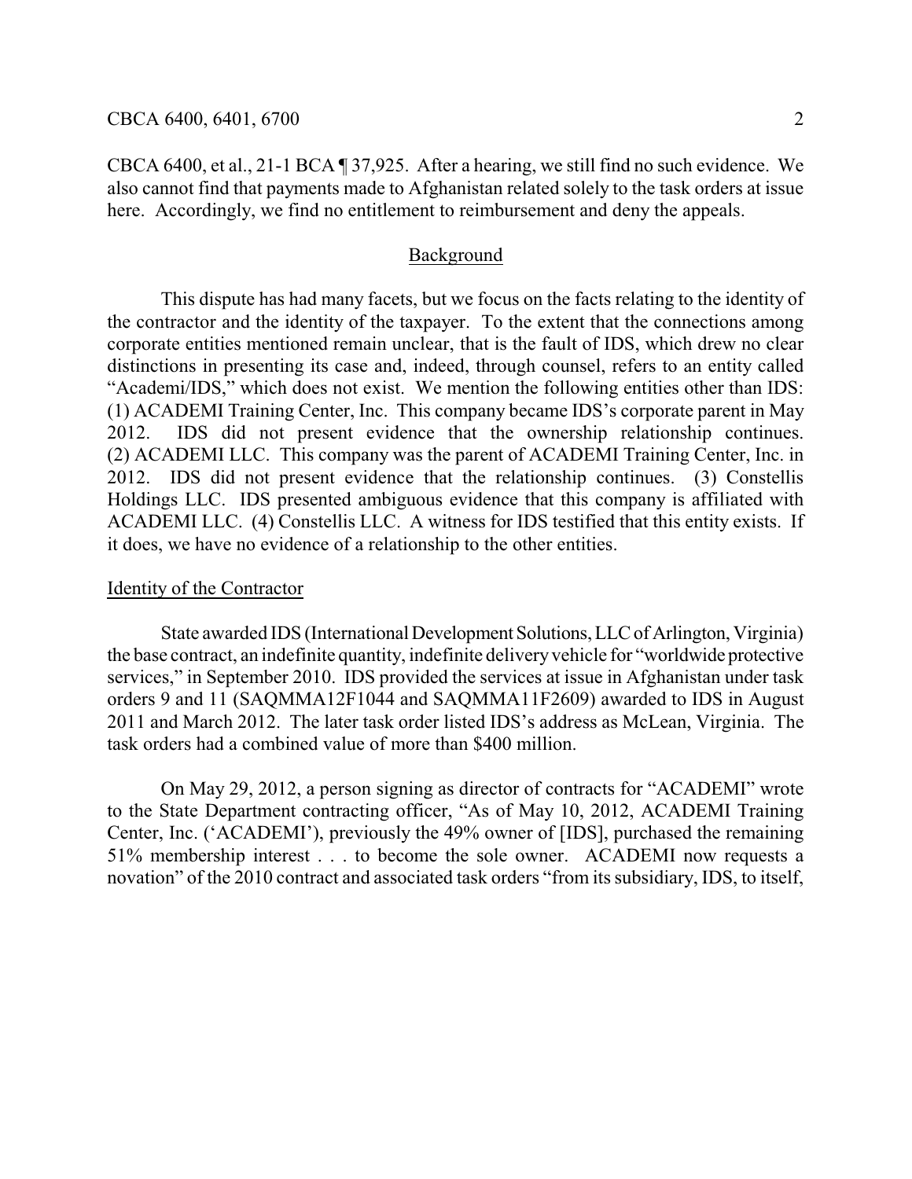CBCA 6400, et al., 21-1 BCA ¶ 37,925. After a hearing, we still find no such evidence. We also cannot find that payments made to Afghanistan related solely to the task orders at issue here. Accordingly, we find no entitlement to reimbursement and deny the appeals.

## Background

This dispute has had many facets, but we focus on the facts relating to the identity of the contractor and the identity of the taxpayer. To the extent that the connections among corporate entities mentioned remain unclear, that is the fault of IDS, which drew no clear distinctions in presenting its case and, indeed, through counsel, refers to an entity called "Academi/IDS," which does not exist. We mention the following entities other than IDS: (1) ACADEMI Training Center, Inc. This company became IDS's corporate parent in May 2012. IDS did not present evidence that the ownership relationship continues. (2) ACADEMI LLC. This company was the parent of ACADEMI Training Center, Inc. in 2012. IDS did not present evidence that the relationship continues. (3) Constellis Holdings LLC. IDS presented ambiguous evidence that this company is affiliated with ACADEMI LLC. (4) Constellis LLC. A witness for IDS testified that this entity exists. If it does, we have no evidence of a relationship to the other entities.

### Identity of the Contractor

State awarded IDS (International Development Solutions, LLC of Arlington, Virginia) the base contract, an indefinite quantity, indefinite delivery vehicle for "worldwide protective services," in September 2010. IDS provided the services at issue in Afghanistan under task orders 9 and 11 (SAQMMA12F1044 and SAQMMA11F2609) awarded to IDS in August 2011 and March 2012. The later task order listed IDS's address as McLean, Virginia. The task orders had a combined value of more than $400 million.

On May 29, 2012, a person signing as director of contracts for "ACADEMI" wrote to the State Department contracting officer, "As of May 10, 2012, ACADEMI Training Center, Inc. ('ACADEMI'), previously the 49% owner of [IDS], purchased the remaining 51% membership interest . . . to become the sole owner. ACADEMI now requests a novation" of the 2010 contract and associated task orders "from its subsidiary, IDS, to itself,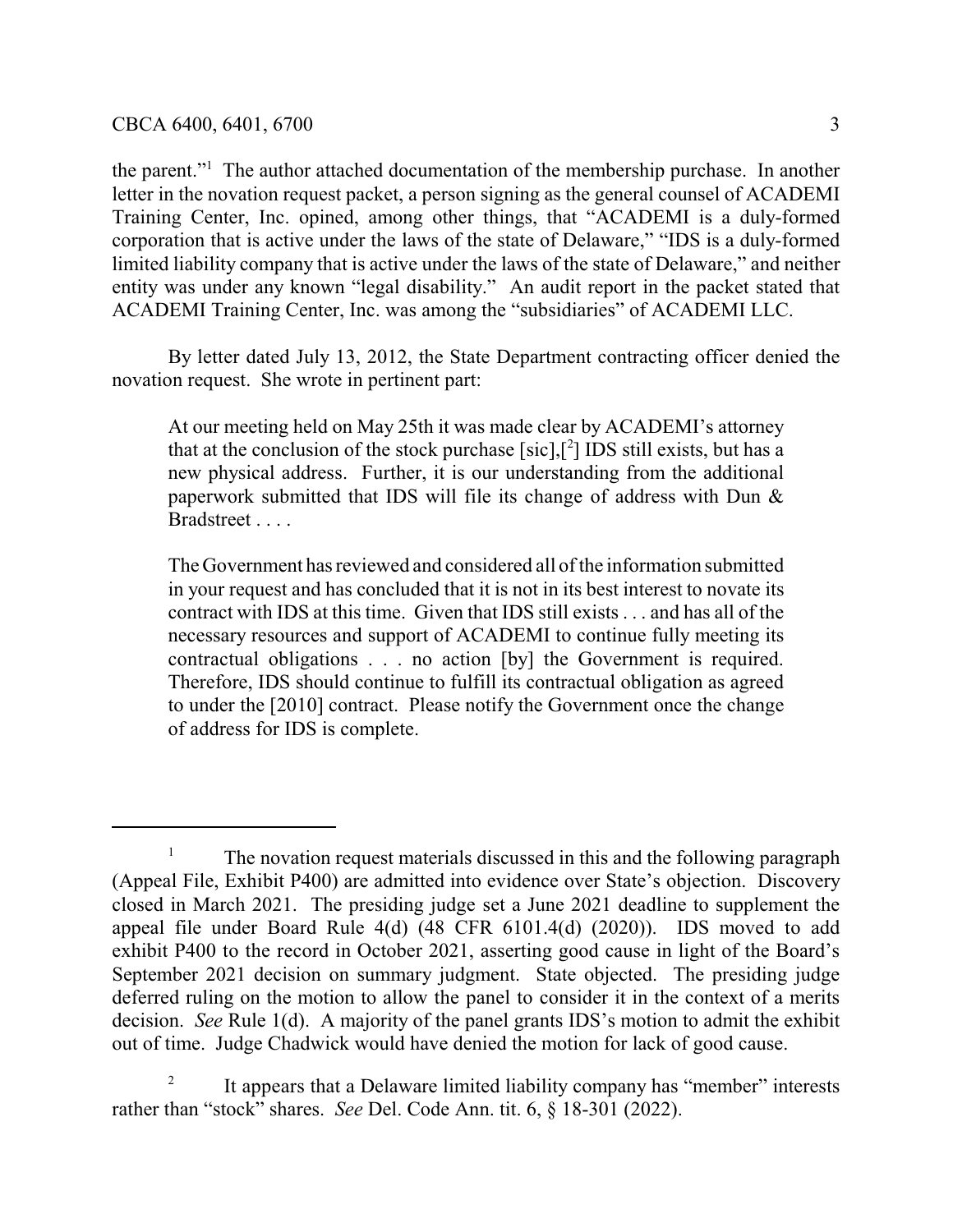the parent."[1] The author attached documentation of the membership purchase. In another letter in the novation request packet, a person signing as the general counsel of ACADEMI Training Center, Inc. opined, among other things, that "ACADEMI is a duly-formed corporation that is active under the laws of the state of Delaware," "IDS is a duly-formed limited liability company that is active under the laws of the state of Delaware," and neither entity was under any known "legal disability." An audit report in the packet stated that ACADEMI Training Center, Inc. was among the "subsidiaries" of ACADEMI LLC.

By letter dated July 13, 2012, the State Department contracting officer denied the novation request. She wrote in pertinent part:

> At our meeting held on May 25th it was made clear by ACADEMI's attorney that at the conclusion of the stock purchase [sic],[[2]] IDS still exists, but has a new physical address. Further, it is our understanding from the additional paperwork submitted that IDS will file its change of address with Dun & Bradstreet . . . .
>
> The Government has reviewed and considered all of the information submitted in your request and has concluded that it is not in its best interest to novate its contract with IDS at this time. Given that IDS still exists . . . and has all of the necessary resources and support of ACADEMI to continue fully meeting its contractual obligations . . . no action [by] the Government is required. Therefore, IDS should continue to fulfill its contractual obligation as agreed to under the [2010] contract. Please notify the Government once the change of address for IDS is complete.

---

[1] The novation request materials discussed in this and the following paragraph (Appeal File, Exhibit P400) are admitted into evidence over State's objection. Discovery closed in March 2021. The presiding judge set a June 2021 deadline to supplement the appeal file under Board Rule 4(d) (48 CFR 6101.4(d) (2020)). IDS moved to add exhibit P400 to the record in October 2021, asserting good cause in light of the Board's September 2021 decision on summary judgment. State objected. The presiding judge deferred ruling on the motion to allow the panel to consider it in the context of a merits decision. *See* Rule 1(d). A majority of the panel grants IDS's motion to admit the exhibit out of time. Judge Chadwick would have denied the motion for lack of good cause.

[2] It appears that a Delaware limited liability company has "member" interests rather than "stock" shares. *See* Del. Code Ann. tit. 6, § 18-301 (2022).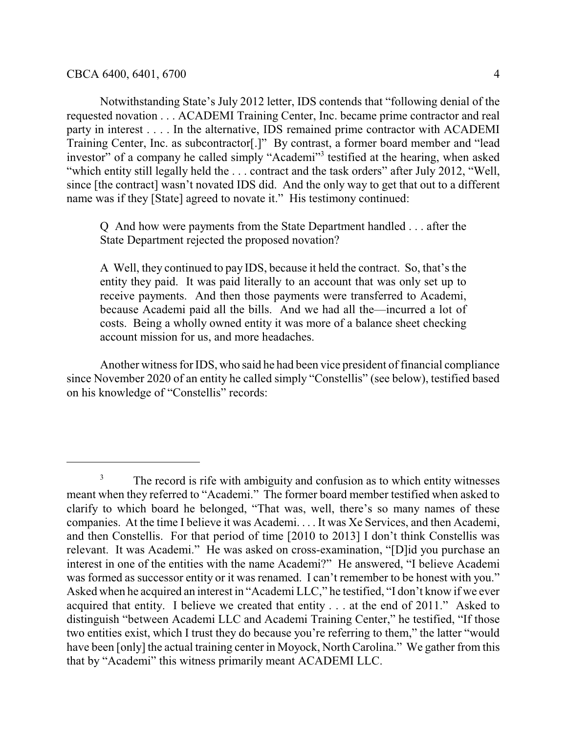Notwithstanding State's July 2012 letter, IDS contends that "following denial of the requested novation . . . ACADEMI Training Center, Inc. became prime contractor and real party in interest . . . . In the alternative, IDS remained prime contractor with ACADEMI Training Center, Inc. as subcontractor[.]" By contrast, a former board member and "lead investor" of a company he called simply "Academi"[3] testified at the hearing, when asked "which entity still legally held the . . . contract and the task orders" after July 2012, "Well, since [the contract] wasn't novated IDS did. And the only way to get that out to a different name was if they [State] agreed to novate it." His testimony continued:

> Q And how were payments from the State Department handled . . . after the State Department rejected the proposed novation?
>
> A Well, they continued to pay IDS, because it held the contract. So, that's the entity they paid. It was paid literally to an account that was only set up to receive payments. And then those payments were transferred to Academi, because Academi paid all the bills. And we had all the—incurred a lot of costs. Being a wholly owned entity it was more of a balance sheet checking account mission for us, and more headaches.

Another witness for IDS, who said he had been vice president of financial compliance since November 2020 of an entity he called simply "Constellis" (see below), testified based on his knowledge of "Constellis" records:

---

[3] The record is rife with ambiguity and confusion as to which entity witnesses meant when they referred to "Academi." The former board member testified when asked to clarify to which board he belonged, "That was, well, there's so many names of these companies. At the time I believe it was Academi. . . . It was Xe Services, and then Academi, and then Constellis. For that period of time [2010 to 2013] I don't think Constellis was relevant. It was Academi." He was asked on cross-examination, "[D]id you purchase an interest in one of the entities with the name Academi?" He answered, "I believe Academi was formed as successor entity or it was renamed. I can't remember to be honest with you." Asked when he acquired an interest in "Academi LLC," he testified, "I don't know if we ever acquired that entity. I believe we created that entity . . . at the end of 2011." Asked to distinguish "between Academi LLC and Academi Training Center," he testified, "If those two entities exist, which I trust they do because you're referring to them," the latter "would have been [only] the actual training center in Moyock, North Carolina." We gather from this that by "Academi" this witness primarily meant ACADEMI LLC.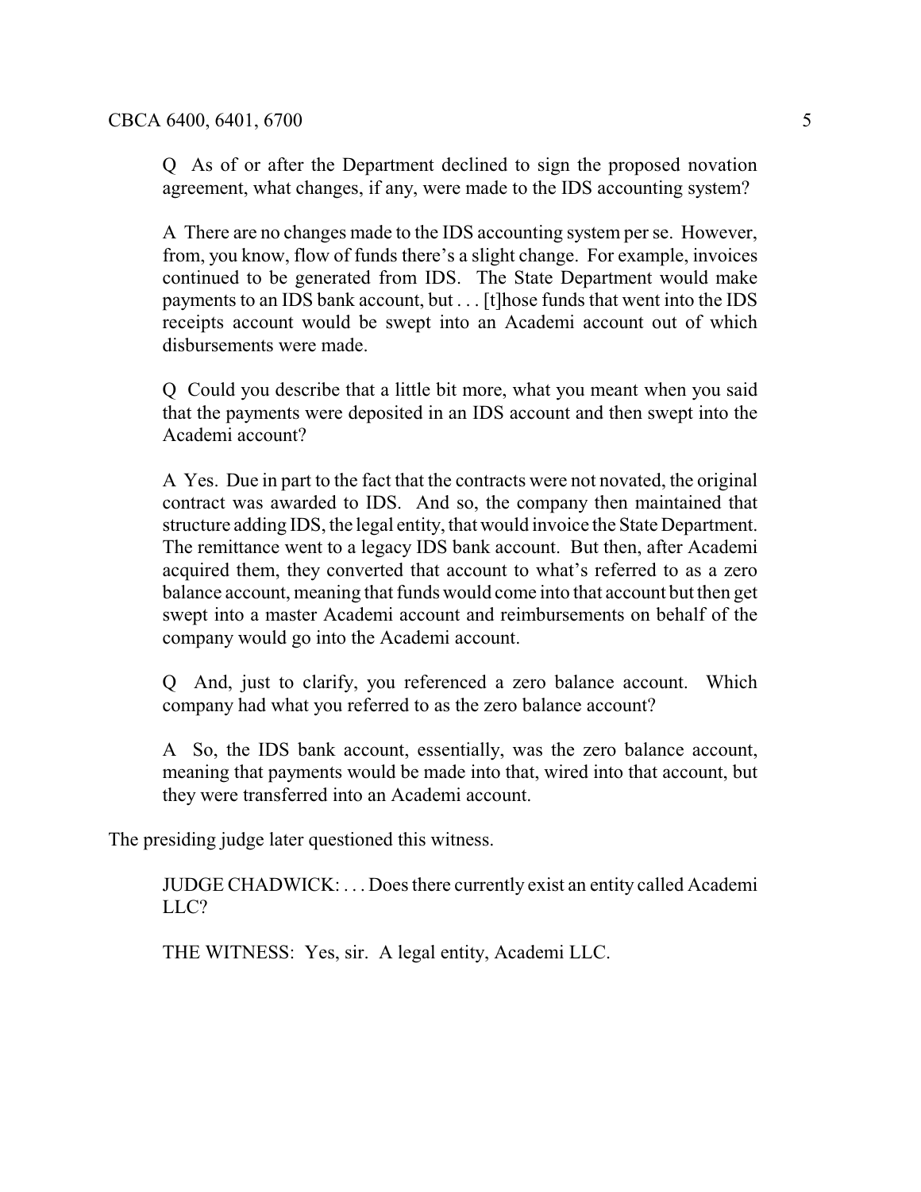> Q As of or after the Department declined to sign the proposed novation agreement, what changes, if any, were made to the IDS accounting system?
>
> A There are no changes made to the IDS accounting system per se. However, from, you know, flow of funds there's a slight change. For example, invoices continued to be generated from IDS. The State Department would make payments to an IDS bank account, but . . . [t]hose funds that went into the IDS receipts account would be swept into an Academi account out of which disbursements were made.
>
> Q Could you describe that a little bit more, what you meant when you said that the payments were deposited in an IDS account and then swept into the Academi account?
>
> A Yes. Due in part to the fact that the contracts were not novated, the original contract was awarded to IDS. And so, the company then maintained that structure adding IDS, the legal entity, that would invoice the State Department. The remittance went to a legacy IDS bank account. But then, after Academi acquired them, they converted that account to what's referred to as a zero balance account, meaning that funds would come into that account but then get swept into a master Academi account and reimbursements on behalf of the company would go into the Academi account.
>
> Q And, just to clarify, you referenced a zero balance account. Which company had what you referred to as the zero balance account?
>
> A So, the IDS bank account, essentially, was the zero balance account, meaning that payments would be made into that, wired into that account, but they were transferred into an Academi account.

The presiding judge later questioned this witness.

> JUDGE CHADWICK: . . . Does there currently exist an entity called Academi LLC?
>
> THE WITNESS: Yes, sir. A legal entity, Academi LLC.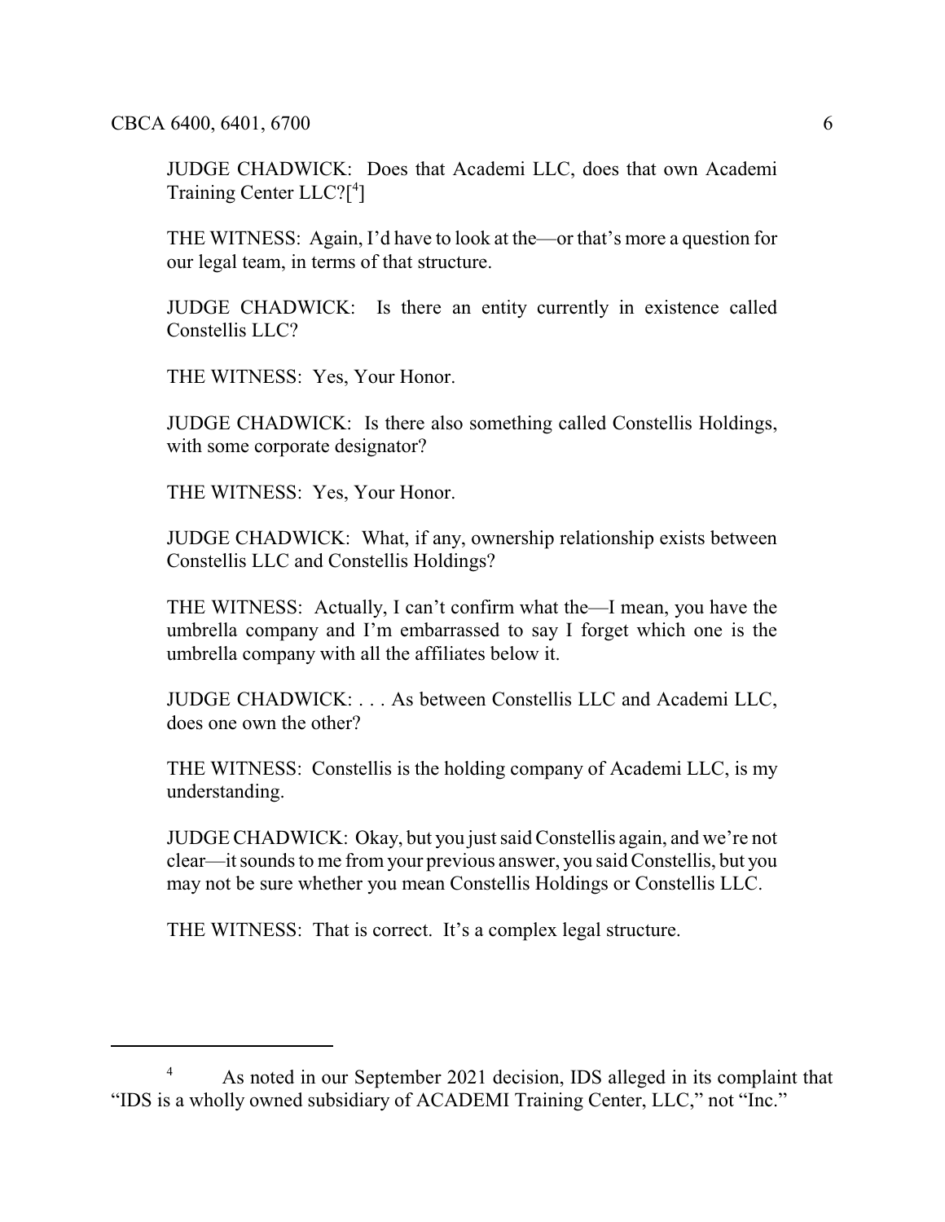JUDGE CHADWICK: Does that Academi LLC, does that own Academi Training Center LLC?[4]

THE WITNESS: Again, I'd have to look at the—or that's more a question for our legal team, in terms of that structure.

JUDGE CHADWICK: Is there an entity currently in existence called Constellis LLC?

THE WITNESS: Yes, Your Honor.

JUDGE CHADWICK: Is there also something called Constellis Holdings, with some corporate designator?

THE WITNESS: Yes, Your Honor.

JUDGE CHADWICK: What, if any, ownership relationship exists between Constellis LLC and Constellis Holdings?

THE WITNESS: Actually, I can't confirm what the—I mean, you have the umbrella company and I'm embarrassed to say I forget which one is the umbrella company with all the affiliates below it.

JUDGE CHADWICK: . . . As between Constellis LLC and Academi LLC, does one own the other?

THE WITNESS: Constellis is the holding company of Academi LLC, is my understanding.

JUDGE CHADWICK: Okay, but you just said Constellis again, and we're not clear—it sounds to me from your previous answer, you said Constellis, but you may not be sure whether you mean Constellis Holdings or Constellis LLC.

THE WITNESS: That is correct. It's a complex legal structure.

---

[4] As noted in our September 2021 decision, IDS alleged in its complaint that "IDS is a wholly owned subsidiary of ACADEMI Training Center, LLC," not "Inc."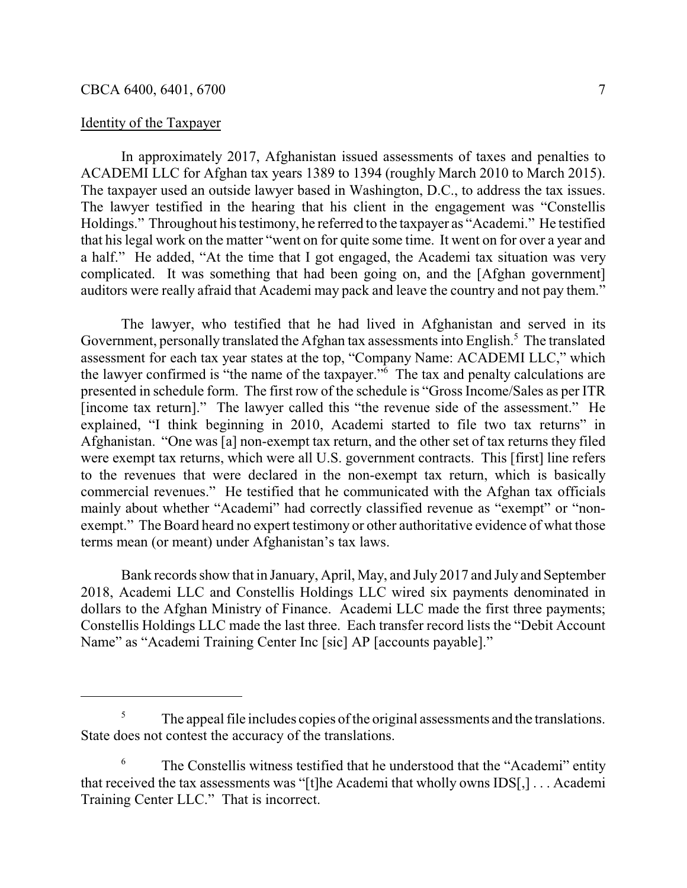Identity of the Taxpayer

In approximately 2017, Afghanistan issued assessments of taxes and penalties to ACADEMI LLC for Afghan tax years 1389 to 1394 (roughly March 2010 to March 2015). The taxpayer used an outside lawyer based in Washington, D.C., to address the tax issues. The lawyer testified in the hearing that his client in the engagement was "Constellis Holdings." Throughout his testimony, he referred to the taxpayer as "Academi." He testified that his legal work on the matter "went on for quite some time. It went on for over a year and a half." He added, "At the time that I got engaged, the Academi tax situation was very complicated. It was something that had been going on, and the [Afghan government] auditors were really afraid that Academi may pack and leave the country and not pay them."

The lawyer, who testified that he had lived in Afghanistan and served in its Government, personally translated the Afghan tax assessments into English.[5] The translated assessment for each tax year states at the top, "Company Name: ACADEMI LLC," which the lawyer confirmed is "the name of the taxpayer."[6] The tax and penalty calculations are presented in schedule form. The first row of the schedule is "Gross Income/Sales as per ITR [income tax return]." The lawyer called this "the revenue side of the assessment." He explained, "I think beginning in 2010, Academi started to file two tax returns" in Afghanistan. "One was [a] non-exempt tax return, and the other set of tax returns they filed were exempt tax returns, which were all U.S. government contracts. This [first] line refers to the revenues that were declared in the non-exempt tax return, which is basically commercial revenues." He testified that he communicated with the Afghan tax officials mainly about whether "Academi" had correctly classified revenue as "exempt" or "non-exempt." The Board heard no expert testimony or other authoritative evidence of what those terms mean (or meant) under Afghanistan's tax laws.

Bank records show that in January, April, May, and July 2017 and July and September 2018, Academi LLC and Constellis Holdings LLC wired six payments denominated in dollars to the Afghan Ministry of Finance. Academi LLC made the first three payments; Constellis Holdings LLC made the last three. Each transfer record lists the "Debit Account Name" as "Academi Training Center Inc [sic] AP [accounts payable]."

---

[5] The appeal file includes copies of the original assessments and the translations. State does not contest the accuracy of the translations.

[6] The Constellis witness testified that he understood that the "Academi" entity that received the tax assessments was "[t]he Academi that wholly owns IDS[,] . . . Academi Training Center LLC." That is incorrect.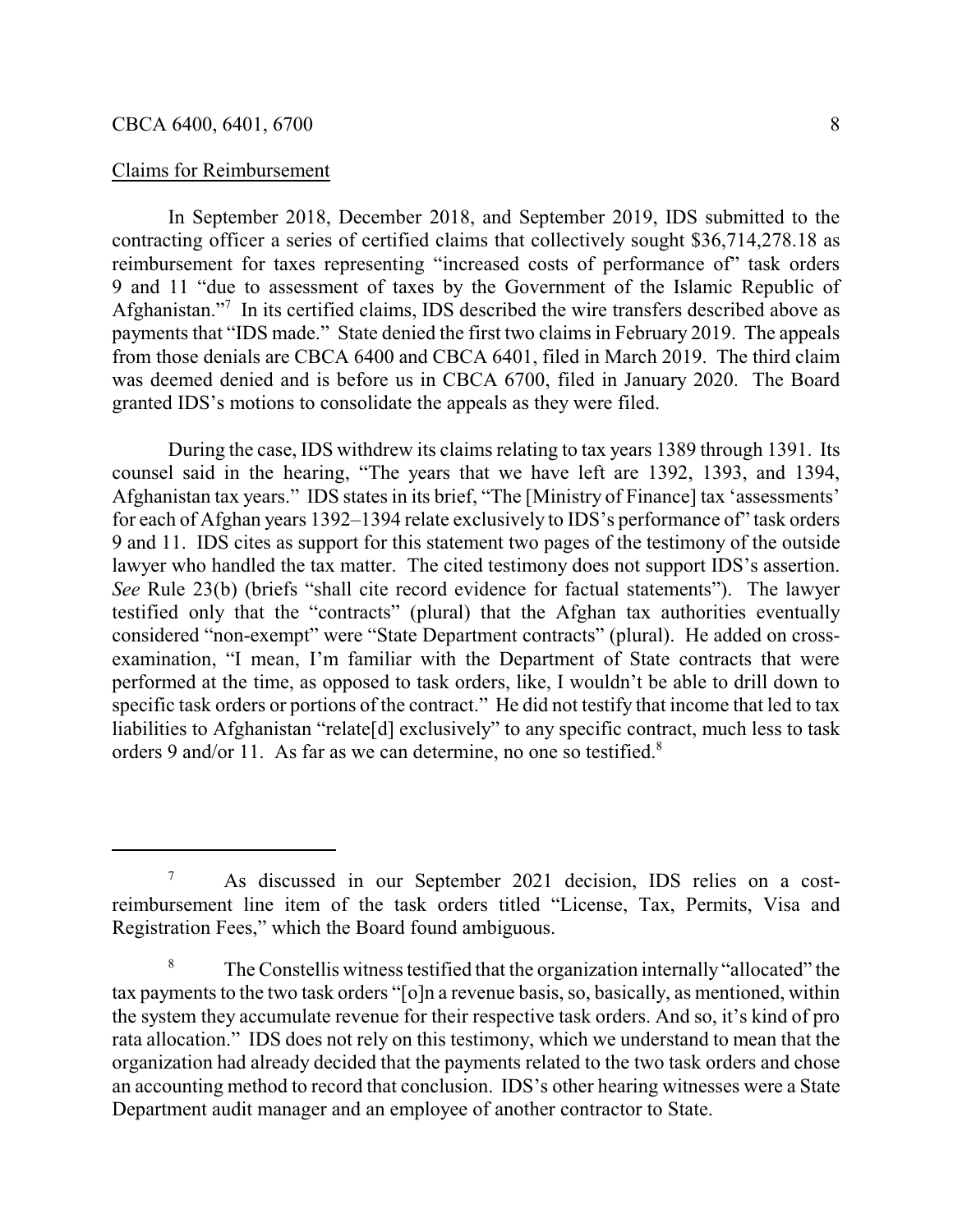Claims for Reimbursement

In September 2018, December 2018, and September 2019, IDS submitted to the contracting officer a series of certified claims that collectively sought $36,714,278.18 as reimbursement for taxes representing "increased costs of performance of" task orders 9 and 11 "due to assessment of taxes by the Government of the Islamic Republic of Afghanistan."[7] In its certified claims, IDS described the wire transfers described above as payments that "IDS made." State denied the first two claims in February 2019. The appeals from those denials are CBCA 6400 and CBCA 6401, filed in March 2019. The third claim was deemed denied and is before us in CBCA 6700, filed in January 2020. The Board granted IDS's motions to consolidate the appeals as they were filed.

During the case, IDS withdrew its claims relating to tax years 1389 through 1391. Its counsel said in the hearing, "The years that we have left are 1392, 1393, and 1394, Afghanistan tax years." IDS states in its brief, "The [Ministry of Finance] tax 'assessments' for each of Afghan years 1392–1394 relate exclusively to IDS's performance of" task orders 9 and 11. IDS cites as support for this statement two pages of the testimony of the outside lawyer who handled the tax matter. The cited testimony does not support IDS's assertion. *See* Rule 23(b) (briefs "shall cite record evidence for factual statements"). The lawyer testified only that the "contracts" (plural) that the Afghan tax authorities eventually considered "non-exempt" were "State Department contracts" (plural). He added on cross-examination, "I mean, I'm familiar with the Department of State contracts that were performed at the time, as opposed to task orders, like, I wouldn't be able to drill down to specific task orders or portions of the contract." He did not testify that income that led to tax liabilities to Afghanistan "relate[d] exclusively" to any specific contract, much less to task orders 9 and/or 11. As far as we can determine, no one so testified.[8]

---

[7] As discussed in our September 2021 decision, IDS relies on a cost-reimbursement line item of the task orders titled "License, Tax, Permits, Visa and Registration Fees," which the Board found ambiguous.

[8] The Constellis witness testified that the organization internally "allocated" the tax payments to the two task orders "[o]n a revenue basis, so, basically, as mentioned, within the system they accumulate revenue for their respective task orders. And so, it's kind of pro rata allocation." IDS does not rely on this testimony, which we understand to mean that the organization had already decided that the payments related to the two task orders and chose an accounting method to record that conclusion. IDS's other hearing witnesses were a State Department audit manager and an employee of another contractor to State.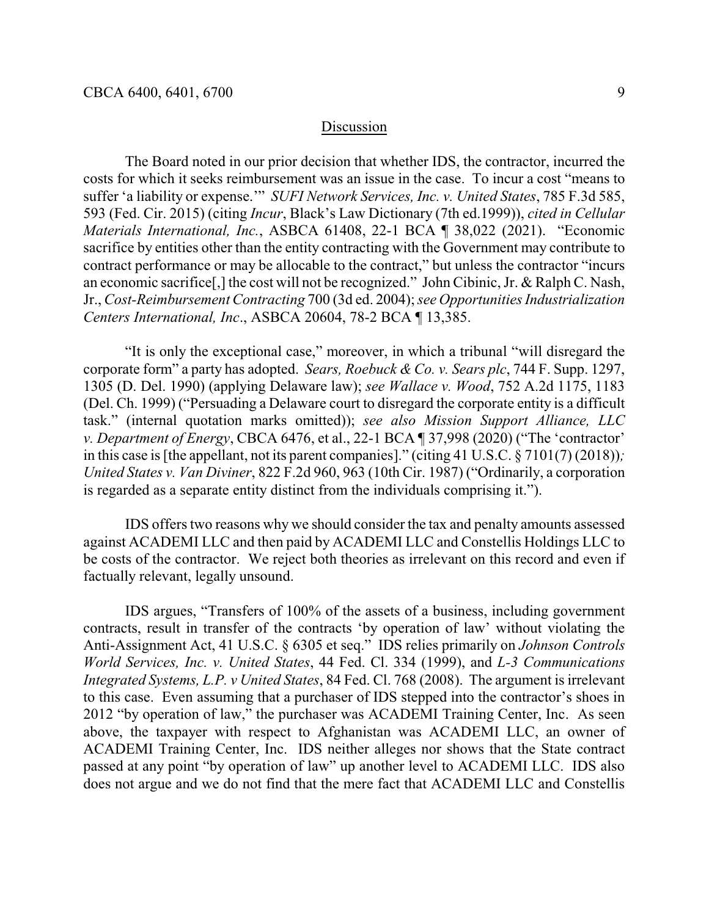## Discussion

The Board noted in our prior decision that whether IDS, the contractor, incurred the costs for which it seeks reimbursement was an issue in the case. To incur a cost "means to suffer 'a liability or expense.'" *SUFI Network Services, Inc. v. United States*, 785 F.3d 585, 593 (Fed. Cir. 2015) (citing *Incur*, Black's Law Dictionary (7th ed.1999)), *cited in Cellular Materials International, Inc.*, ASBCA 61408, 22-1 BCA ¶ 38,022 (2021). "Economic sacrifice by entities other than the entity contracting with the Government may contribute to contract performance or may be allocable to the contract," but unless the contractor "incurs an economic sacrifice[,] the cost will not be recognized." John Cibinic, Jr. & Ralph C. Nash, Jr., *Cost-Reimbursement Contracting* 700 (3d ed. 2004); *see Opportunities Industrialization Centers International, Inc*., ASBCA 20604, 78-2 BCA ¶ 13,385.

"It is only the exceptional case," moreover, in which a tribunal "will disregard the corporate form" a party has adopted. *Sears, Roebuck & Co. v. Sears plc*, 744 F. Supp. 1297, 1305 (D. Del. 1990) (applying Delaware law); *see Wallace v. Wood*, 752 A.2d 1175, 1183 (Del. Ch. 1999) ("Persuading a Delaware court to disregard the corporate entity is a difficult task." (internal quotation marks omitted)); *see also Mission Support Alliance, LLC v. Department of Energy*, CBCA 6476, et al., 22-1 BCA ¶ 37,998 (2020) ("The 'contractor' in this case is [the appellant, not its parent companies]." (citing 41 U.S.C. § 7101(7) (2018))*; United States v. Van Diviner*, 822 F.2d 960, 963 (10th Cir. 1987) ("Ordinarily, a corporation is regarded as a separate entity distinct from the individuals comprising it.").

IDS offers two reasons why we should consider the tax and penalty amounts assessed against ACADEMI LLC and then paid by ACADEMI LLC and Constellis Holdings LLC to be costs of the contractor. We reject both theories as irrelevant on this record and even if factually relevant, legally unsound.

IDS argues, "Transfers of 100% of the assets of a business, including government contracts, result in transfer of the contracts 'by operation of law' without violating the Anti-Assignment Act, 41 U.S.C. § 6305 et seq." IDS relies primarily on *Johnson Controls World Services, Inc. v. United States*, 44 Fed. Cl. 334 (1999), and *L-3 Communications Integrated Systems, L.P. v United States*, 84 Fed. Cl. 768 (2008). The argument is irrelevant to this case. Even assuming that a purchaser of IDS stepped into the contractor's shoes in 2012 "by operation of law," the purchaser was ACADEMI Training Center, Inc. As seen above, the taxpayer with respect to Afghanistan was ACADEMI LLC, an owner of ACADEMI Training Center, Inc. IDS neither alleges nor shows that the State contract passed at any point "by operation of law" up another level to ACADEMI LLC. IDS also does not argue and we do not find that the mere fact that ACADEMI LLC and Constellis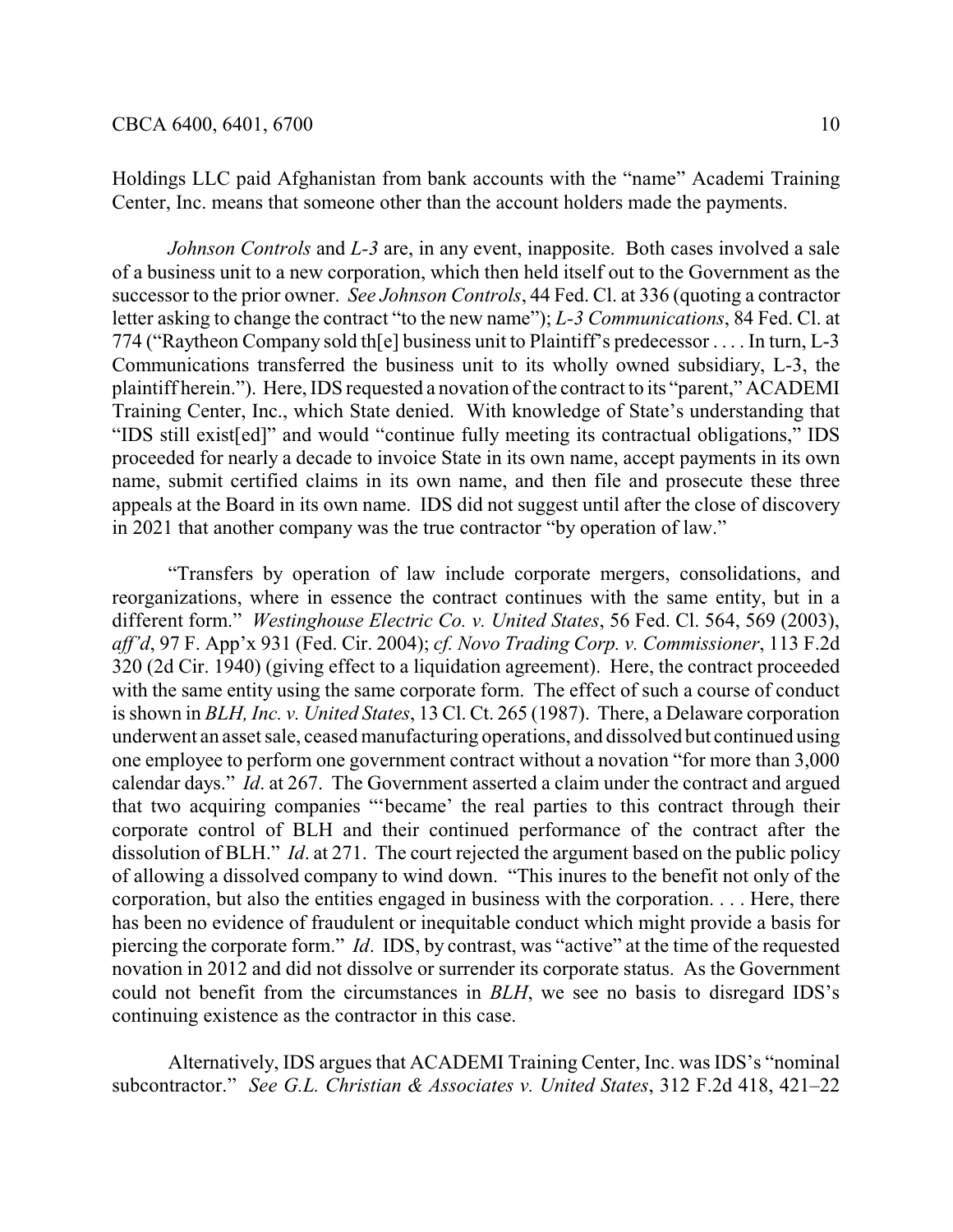Holdings LLC paid Afghanistan from bank accounts with the "name" Academi Training Center, Inc. means that someone other than the account holders made the payments.

*Johnson Controls* and *L-3* are, in any event, inapposite. Both cases involved a sale of a business unit to a new corporation, which then held itself out to the Government as the successor to the prior owner. *See Johnson Controls*, 44 Fed. Cl. at 336 (quoting a contractor letter asking to change the contract "to the new name"); *L-3 Communications*, 84 Fed. Cl. at 774 ("Raytheon Company sold th[e] business unit to Plaintiff's predecessor . . . . In turn, L-3 Communications transferred the business unit to its wholly owned subsidiary, L-3, the plaintiff herein."). Here, IDS requested a novation of the contract to its "parent," ACADEMI Training Center, Inc., which State denied. With knowledge of State's understanding that "IDS still exist[ed]" and would "continue fully meeting its contractual obligations," IDS proceeded for nearly a decade to invoice State in its own name, accept payments in its own name, submit certified claims in its own name, and then file and prosecute these three appeals at the Board in its own name. IDS did not suggest until after the close of discovery in 2021 that another company was the true contractor "by operation of law."

"Transfers by operation of law include corporate mergers, consolidations, and reorganizations, where in essence the contract continues with the same entity, but in a different form." *Westinghouse Electric Co. v. United States*, 56 Fed. Cl. 564, 569 (2003), *aff'd*, 97 F. App'x 931 (Fed. Cir. 2004); *cf. Novo Trading Corp. v. Commissioner*, 113 F.2d 320 (2d Cir. 1940) (giving effect to a liquidation agreement). Here, the contract proceeded with the same entity using the same corporate form. The effect of such a course of conduct is shown in *BLH, Inc. v. United States*, 13 Cl. Ct. 265 (1987). There, a Delaware corporation underwent an asset sale, ceased manufacturing operations, and dissolved but continued using one employee to perform one government contract without a novation "for more than 3,000 calendar days." *Id*. at 267. The Government asserted a claim under the contract and argued that two acquiring companies "'became' the real parties to this contract through their corporate control of BLH and their continued performance of the contract after the dissolution of BLH." *Id*. at 271. The court rejected the argument based on the public policy of allowing a dissolved company to wind down. "This inures to the benefit not only of the corporation, but also the entities engaged in business with the corporation. . . . Here, there has been no evidence of fraudulent or inequitable conduct which might provide a basis for piercing the corporate form." *Id*. IDS, by contrast, was "active" at the time of the requested novation in 2012 and did not dissolve or surrender its corporate status. As the Government could not benefit from the circumstances in *BLH*, we see no basis to disregard IDS's continuing existence as the contractor in this case.

Alternatively, IDS argues that ACADEMI Training Center, Inc. was IDS's "nominal subcontractor." *See G.L. Christian & Associates v. United States*, 312 F.2d 418, 421–22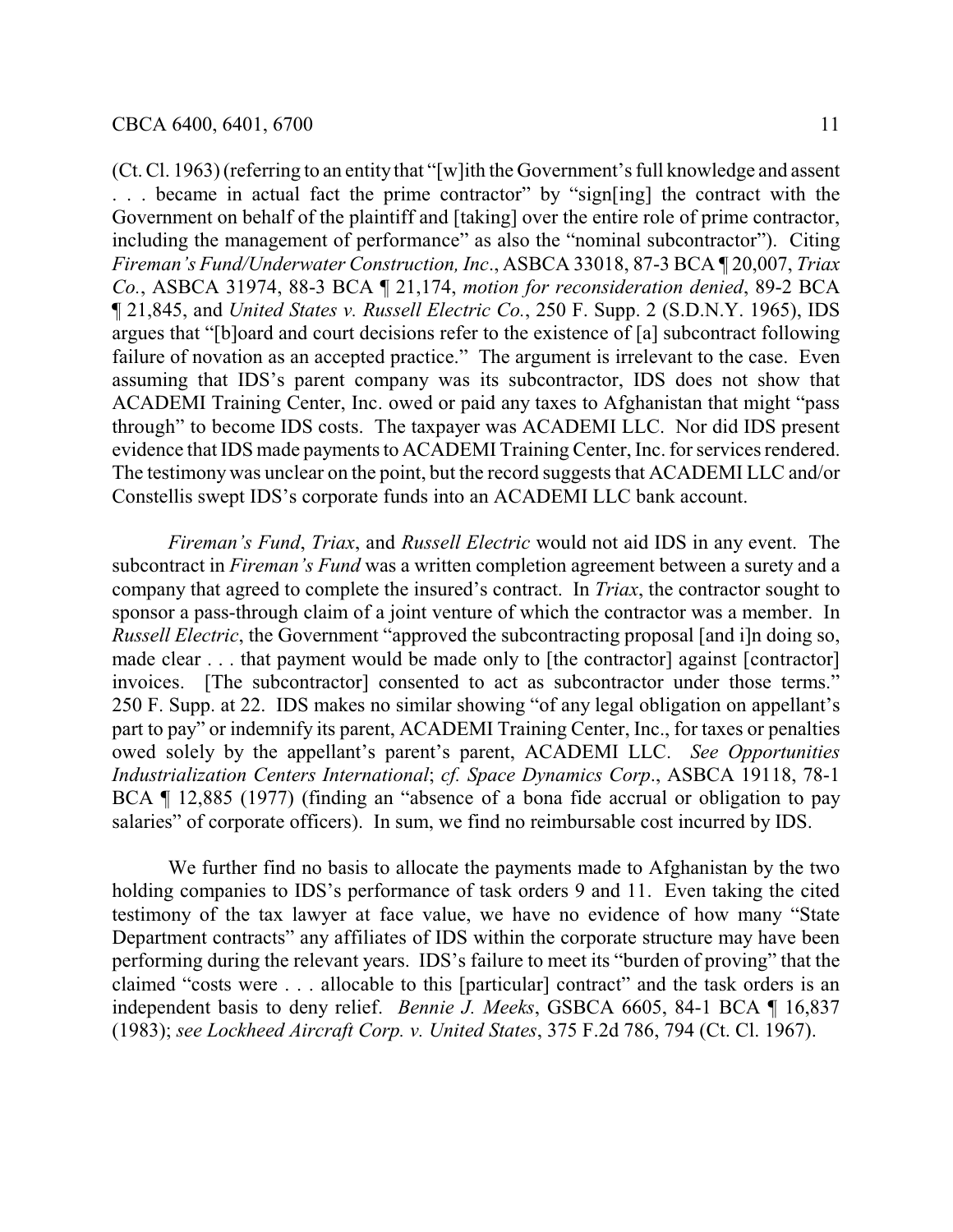(Ct. Cl. 1963) (referring to an entity that "[w]ith the Government's full knowledge and assent . . . became in actual fact the prime contractor" by "sign[ing] the contract with the Government on behalf of the plaintiff and [taking] over the entire role of prime contractor, including the management of performance" as also the "nominal subcontractor"). Citing *Fireman's Fund/Underwater Construction, Inc*., ASBCA 33018, 87-3 BCA ¶ 20,007, *Triax Co.*, ASBCA 31974, 88-3 BCA ¶ 21,174, *motion for reconsideration denied*, 89-2 BCA ¶ 21,845, and *United States v. Russell Electric Co.*, 250 F. Supp. 2 (S.D.N.Y. 1965), IDS argues that "[b]oard and court decisions refer to the existence of [a] subcontract following failure of novation as an accepted practice." The argument is irrelevant to the case. Even assuming that IDS's parent company was its subcontractor, IDS does not show that ACADEMI Training Center, Inc. owed or paid any taxes to Afghanistan that might "pass through" to become IDS costs. The taxpayer was ACADEMI LLC. Nor did IDS present evidence that IDS made payments to ACADEMI Training Center, Inc. for services rendered. The testimony was unclear on the point, but the record suggests that ACADEMI LLC and/or Constellis swept IDS's corporate funds into an ACADEMI LLC bank account.

*Fireman's Fund*, *Triax*, and *Russell Electric* would not aid IDS in any event. The subcontract in *Fireman's Fund* was a written completion agreement between a surety and a company that agreed to complete the insured's contract. In *Triax*, the contractor sought to sponsor a pass-through claim of a joint venture of which the contractor was a member. In *Russell Electric*, the Government "approved the subcontracting proposal [and i]n doing so, made clear . . . that payment would be made only to [the contractor] against [contractor] invoices. [The subcontractor] consented to act as subcontractor under those terms." 250 F. Supp. at 22. IDS makes no similar showing "of any legal obligation on appellant's part to pay" or indemnify its parent, ACADEMI Training Center, Inc., for taxes or penalties owed solely by the appellant's parent's parent, ACADEMI LLC. *See Opportunities Industrialization Centers International*; *cf. Space Dynamics Corp*., ASBCA 19118, 78-1 BCA ¶ 12,885 (1977) (finding an "absence of a bona fide accrual or obligation to pay salaries" of corporate officers). In sum, we find no reimbursable cost incurred by IDS.

We further find no basis to allocate the payments made to Afghanistan by the two holding companies to IDS's performance of task orders 9 and 11. Even taking the cited testimony of the tax lawyer at face value, we have no evidence of how many "State Department contracts" any affiliates of IDS within the corporate structure may have been performing during the relevant years. IDS's failure to meet its "burden of proving" that the claimed "costs were . . . allocable to this [particular] contract" and the task orders is an independent basis to deny relief. *Bennie J. Meeks*, GSBCA 6605, 84-1 BCA ¶ 16,837 (1983); *see Lockheed Aircraft Corp. v. United States*, 375 F.2d 786, 794 (Ct. Cl. 1967).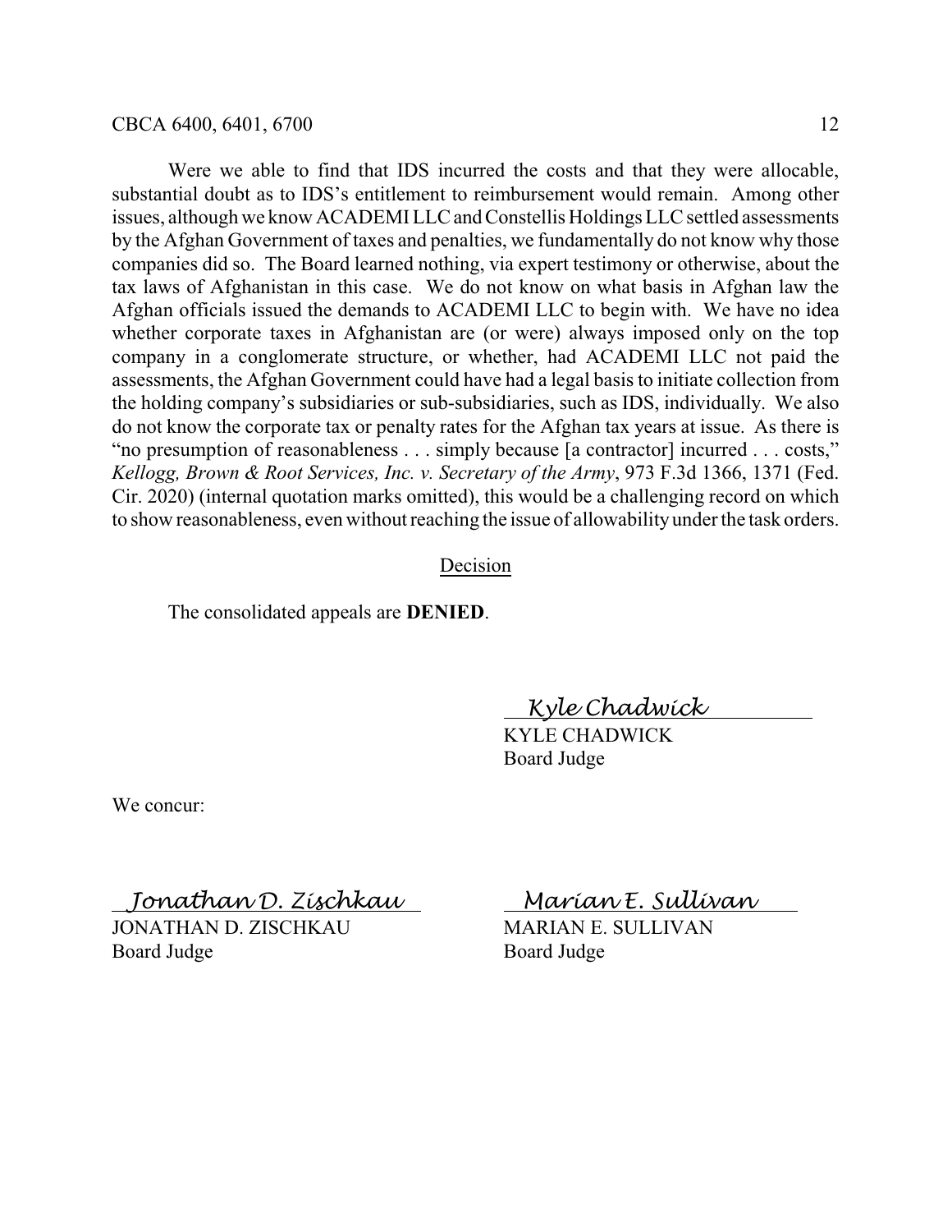Were we able to find that IDS incurred the costs and that they were allocable, substantial doubt as to IDS's entitlement to reimbursement would remain. Among other issues, although we know ACADEMI LLC and Constellis Holdings LLC settled assessments by the Afghan Government of taxes and penalties, we fundamentally do not know why those companies did so. The Board learned nothing, via expert testimony or otherwise, about the tax laws of Afghanistan in this case. We do not know on what basis in Afghan law the Afghan officials issued the demands to ACADEMI LLC to begin with. We have no idea whether corporate taxes in Afghanistan are (or were) always imposed only on the top company in a conglomerate structure, or whether, had ACADEMI LLC not paid the assessments, the Afghan Government could have had a legal basis to initiate collection from the holding company's subsidiaries or sub-subsidiaries, such as IDS, individually. We also do not know the corporate tax or penalty rates for the Afghan tax years at issue. As there is "no presumption of reasonableness . . . simply because [a contractor] incurred . . . costs," *Kellogg, Brown & Root Services, Inc. v. Secretary of the Army*, 973 F.3d 1366, 1371 (Fed. Cir. 2020) (internal quotation marks omitted), this would be a challenging record on which to show reasonableness, even without reaching the issue of allowability under the task orders.

## Decision

The consolidated appeals are **DENIED**.

*Kyle Chadwick*
KYLE CHADWICK
Board Judge

We concur:

*Jonathan D. Zischkau*
JONATHAN D. ZISCHKAU
Board Judge

*Marian E. Sullivan*
MARIAN E. SULLIVAN
Board Judge